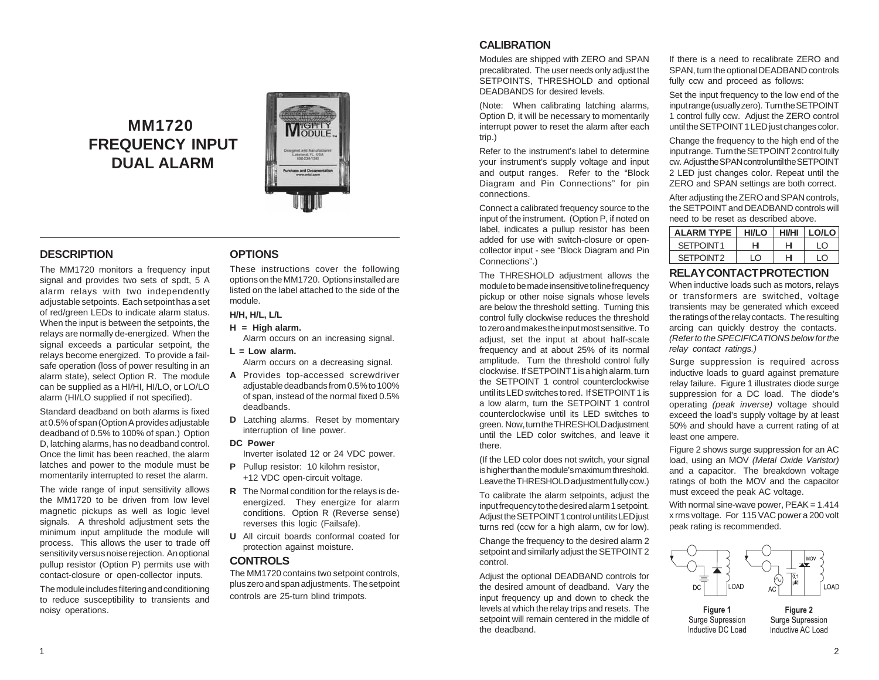# MM1720 FREQUENCY INPUT DUAL ALARM

## DESCRIPTION

The MM1720 monitors a frequency input signal and provides two sets of spdt, 5 A alarm relays with two independently adjustable setpoints. Each setpoint has a set of red/green LEDs to indicate alarm status. When the input is between the setpoints, the relays are normally de-energized. When the signal exceeds a particular setpoint, the relays become energized. To provide a fail-safe operation (loss of power resulting in an alarm state), select Option R. The module can be supplied as a HI/HI, HI/LO, or LO/LO alarm (HI/LO supplied if not specified).

Standard deadband on both alarms is fixed at 0.5% of span (Option A provides adjustable deadband of 0.5% to 100% of span.) Option D, latching alarms, has no deadband control. Once the limit has been reached, the alarm latches and power to the module must be momentarily interrupted to reset the alarm.

The wide range of input sensitivity allows the MM1720 to be driven from low level magnetic pickups as well as logic level signals. A threshold adjustment sets the minimum input amplitude the module will process. This allows the user to trade off sensitivity versus noise rejection. An optional pullup resistor (Option P) permits use with contact-closure or open-collector inputs.

The module includes filtering and conditioning to reduce susceptibility to transients and noisy operations.

## OPTIONS

These instructions cover the following options on the MM1720. Options installed are listed on the label attached to the side of the module.

**H/H, H/L, L/L**

**H = High alarm.**
Alarm occurs on an increasing signal.

**L = Low alarm.**
Alarm occurs on a decreasing signal.

- **A** Provides top-accessed screwdriver adjustable deadbands from 0.5% to 100% of span, instead of the normal fixed 0.5% deadbands.
- **D** Latching alarms. Reset by momentary interruption of line power.

**DC Power**
Inverter isolated 12 or 24 VDC power.

- **P** Pullup resistor: 10 kilohm resistor, +12 VDC open-circuit voltage.
- **R** The Normal condition for the relays is de-energized. They energize for alarm conditions. Option R (Reverse sense) reverses this logic (Failsafe).
- **U** All circuit boards conformal coated for protection against moisture.

## CONTROLS

The MM1720 contains two setpoint controls, plus zero and span adjustments. The setpoint controls are 25-turn blind trimpots.

## CALIBRATION

Modules are shipped with ZERO and SPAN precalibrated. The user needs only adjust the SETPOINTS, THRESHOLD and optional DEADBANDS for desired levels.

(Note: When calibrating latching alarms, Option D, it will be necessary to momentarily interrupt power to reset the alarm after each trip.)

Refer to the instrument's label to determine your instrument's supply voltage and input and output ranges. Refer to the "Block Diagram and Pin Connections" for pin connections.

Connect a calibrated frequency source to the input of the instrument. (Option P, if noted on label, indicates a pullup resistor has been added for use with switch-closure or open-collector input - see "Block Diagram and Pin Connections".)

The THRESHOLD adjustment allows the module to be made insensitive to line frequency pickup or other noise signals whose levels are below the threshold setting. Turning this control fully clockwise reduces the threshold to zero and makes the input most sensitive. To adjust, set the input at about half-scale frequency and at about 25% of its normal amplitude. Turn the threshold control fully clockwise. If SETPOINT 1 is a high alarm, turn the SETPOINT 1 control counterclockwise until its LED switches to red. If SETPOINT 1 is a low alarm, turn the SETPOINT 1 control counterclockwise until its LED switches to green. Now, turn the THRESHOLD adjustment until the LED color switches, and leave it there.

(If the LED color does not switch, your signal is higher than the module's maximum threshold. Leave the THRESHOLD adjustment fully ccw.)

To calibrate the alarm setpoints, adjust the input frequency to the desired alarm 1 setpoint. Adjust the SETPOINT 1 control until its LED just turns red (ccw for a high alarm, cw for low).

Change the frequency to the desired alarm 2 setpoint and similarly adjust the SETPOINT 2 control.

Adjust the optional DEADBAND controls for the desired amount of deadband. Vary the input frequency up and down to check the levels at which the relay trips and resets. The setpoint will remain centered in the middle of the deadband.

If there is a need to recalibrate ZERO and SPAN, turn the optional DEADBAND controls fully ccw and proceed as follows:

Set the input frequency to the low end of the input range (usually zero). Turn the SETPOINT 1 control fully ccw. Adjust the ZERO control until the SETPOINT 1 LED just changes color.

Change the frequency to the high end of the input range. Turn the SETPOINT 2 control fully cw. Adjust the SPAN control until the SETPOINT 2 LED just changes color. Repeat until the ZERO and SPAN settings are both correct.

After adjusting the ZERO and SPAN controls, the SETPOINT and DEADBAND controls will need to be reset as described above.

| ALARM TYPE | HI/LO | HI/HI | LO/LO |
|---|---|---|---|
| SETPOINT1 | HI | HI | LO |
| SETPOINT2 | LO | HI | LO |

## RELAY CONTACT PROTECTION

When inductive loads such as motors, relays or transformers are switched, voltage transients may be generated which exceed the ratings of the relay contacts. The resulting arcing can quickly destroy the contacts. *(Refer to the SPECIFICATIONS below for the relay contact ratings.)*

Surge suppression is required across inductive loads to guard against premature relay failure. Figure 1 illustrates diode surge suppression for a DC load. The diode's operating *(peak inverse)* voltage should exceed the load's supply voltage by at least 50% and should have a current rating of at least one ampere.

Figure 2 shows surge suppression for an AC load, using an MOV *(Metal Oxide Varistor)* and a capacitor. The breakdown voltage ratings of both the MOV and the capacitor must exceed the peak AC voltage.

With normal sine-wave power, PEAK = 1.414 x rms voltage. For 115 VAC power a 200 volt peak rating is recommended.

**Figure 1**
Surge Suppression
Inductive DC Load

**Figure 2**
Surge Suppression
Inductive AC Load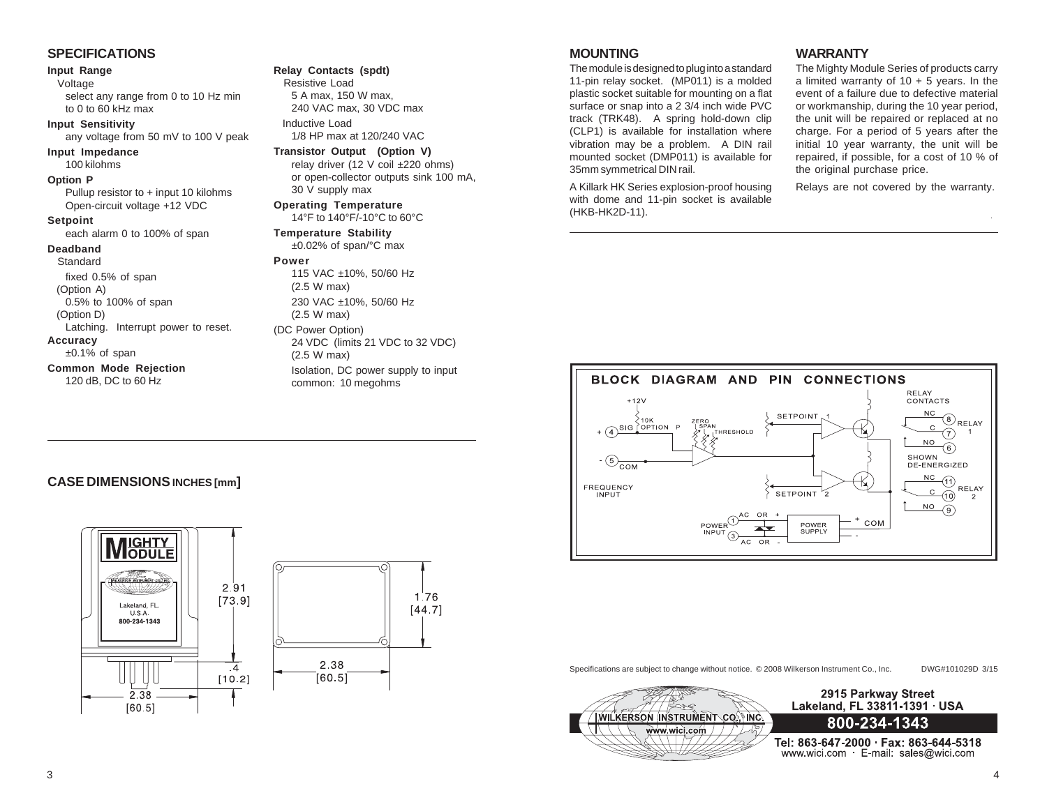## SPECIFICATIONS

**Input Range**

Voltage

select any range from 0 to 10 Hz min to 0 to 60 kHz max

**Input Sensitivity**

any voltage from 50 mV to 100 V peak

**Input Impedance**

100 kilohms

**Option P**

Pullup resistor to + input 10 kilohms
Open-circuit voltage +12 VDC

**Setpoint**

each alarm 0 to 100% of span

**Deadband**

Standard

fixed 0.5% of span

(Option A)

0.5% to 100% of span

(Option D)

Latching. Interrupt power to reset.

**Accuracy**

±0.1% of span

**Common Mode Rejection**

120 dB, DC to 60 Hz

**Relay Contacts (spdt)**

Resistive Load

5 A max, 150 W max,
240 VAC max, 30 VDC max

Inductive Load

1/8 HP max at 120/240 VAC

**Transistor Output (Option V)**

relay driver (12 V coil ±220 ohms)
or open-collector outputs sink 100 mA, 30 V supply max

**Operating Temperature**

14°F to 140°F/-10°C to 60°C

**Temperature Stability**

±0.02% of span/°C max

**Power**

115 VAC ±10%, 50/60 Hz
(2.5 W max)

230 VAC ±10%, 50/60 Hz
(2.5 W max)

(DC Power Option)

24 VDC (limits 21 VDC to 32 VDC)
(2.5 W max)

Isolation, DC power supply to input common: 10 megohms

## CASE DIMENSIONS INCHES [mm]

MIGHTY MODULE
WILKERSON INSTRUMENT CO., INC.
Lakeland, FL.
U.S.A.
800-234-1343

2.91
[73.9]

.4
[10.2]

2.38
[60.5]

1.76
[44.7]

2.38
[60.5]

## MOUNTING

The module is designed to plug into a standard 11-pin relay socket. (MP011) is a molded plastic socket suitable for mounting on a flat surface or snap into a 2 3/4 inch wide PVC track (TRK48). A spring hold-down clip (CLP1) is available for installation where vibration may be a problem. A DIN rail mounted socket (DMP011) is available for 35mm symmetrical DIN rail.

A Killark HK Series explosion-proof housing with dome and 11-pin socket is available (HKB-HK2D-11).

## WARRANTY

The Mighty Module Series of products carry a limited warranty of 10 + 5 years. In the event of a failure due to defective material or workmanship, during the 10 year period, the unit will be repaired or replaced at no charge. For a period of 5 years after the initial 10 year warranty, the unit will be repaired, if possible, for a cost of 10 % of the original purchase price.

Relays are not covered by the warranty.

**BLOCK DIAGRAM AND PIN CONNECTIONS**

+12V
10K OPTION P
+ 4 SIG
- 5 COM
FREQUENCY INPUT
ZERO
SPAN
THRESHOLD
SETPOINT 1
SETPOINT 2
RELAY CONTACTS
NC 8
C 7 RELAY 1
NO 6
SHOWN DE-ENERGIZED
NC 11
C 10 RELAY 2
NO 9
POWER INPUT 1 AC OR +
3 AC OR -
POWER SUPPLY
+ COM
-

Specifications are subject to change without notice. © 2008 Wilkerson Instrument Co., Inc. DWG#101029D 3/15

WILKERSON INSTRUMENT CO., INC.
www.wici.com

2915 Parkway Street
Lakeland, FL 33811-1391 · USA
800-234-1343
Tel: 863-647-2000 · Fax: 863-644-5318
www.wici.com · E-mail: sales@wici.com